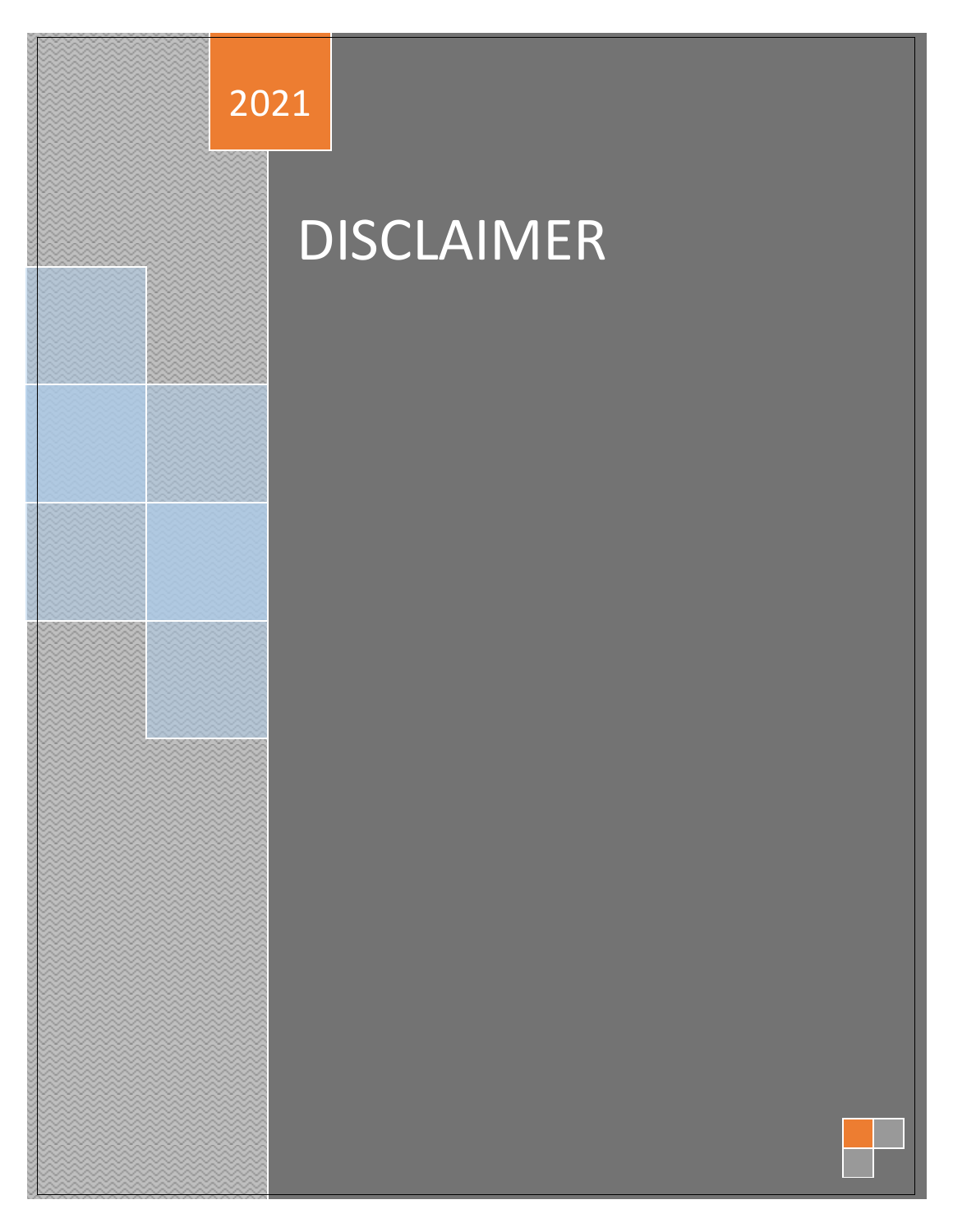2021

# DISCLAIMER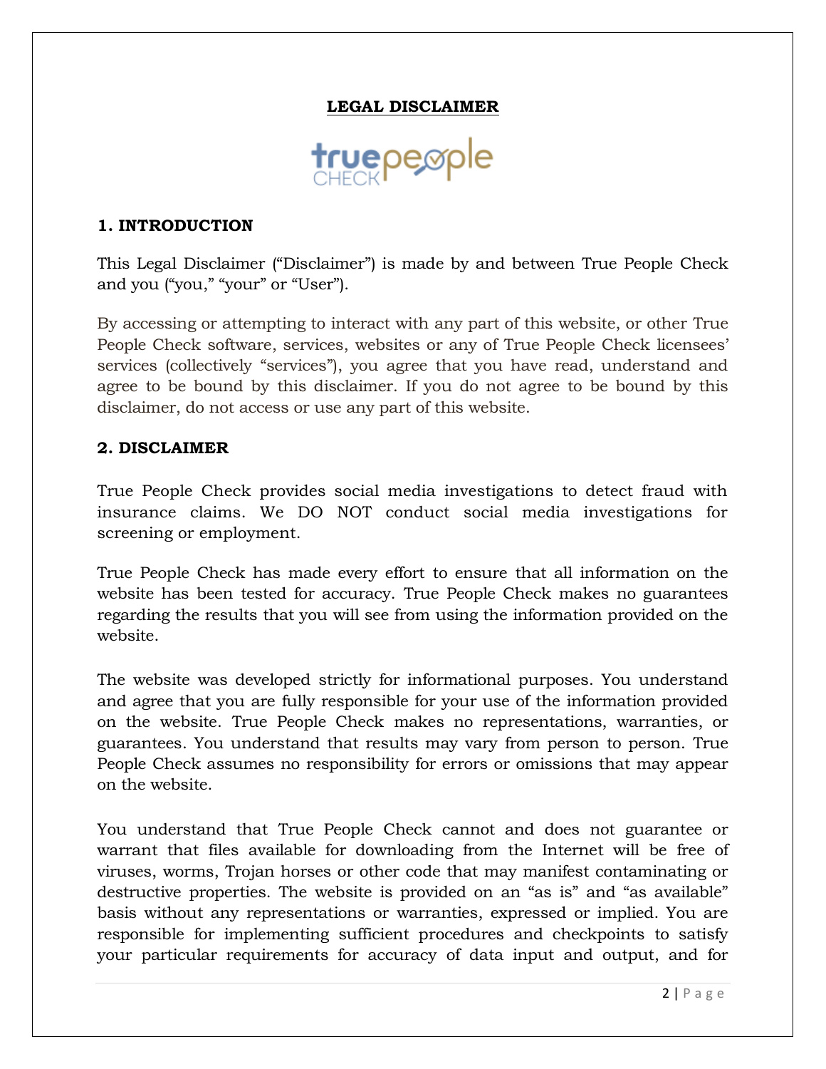**LEGAL DISCLAIMER**

## 1. INTRODUCTION

This Legal Disclaimer ("Disclaimer") is made by and between True People Check and you ("you," "your" or "User").

By accessing or attempting to interact with any part of this website, or other True People Check software, services, websites or any of True People Check licensees' services (collectively "services"), you agree that you have read, understand and agree to be bound by this disclaimer. If you do not agree to be bound by this disclaimer, do not access or use any part of this website.

## 2. DISCLAIMER

True People Check provides social media investigations to detect fraud with insurance claims. We DO NOT conduct social media investigations for screening or employment.

True People Check has made every effort to ensure that all information on the website has been tested for accuracy. True People Check makes no guarantees regarding the results that you will see from using the information provided on the website.

The website was developed strictly for informational purposes. You understand and agree that you are fully responsible for your use of the information provided on the website. True People Check makes no representations, warranties, or guarantees. You understand that results may vary from person to person. True People Check assumes no responsibility for errors or omissions that may appear on the website.

You understand that True People Check cannot and does not guarantee or warrant that files available for downloading from the Internet will be free of viruses, worms, Trojan horses or other code that may manifest contaminating or destructive properties. The website is provided on an "as is" and "as available" basis without any representations or warranties, expressed or implied. You are responsible for implementing sufficient procedures and checkpoints to satisfy your particular requirements for accuracy of data input and output, and for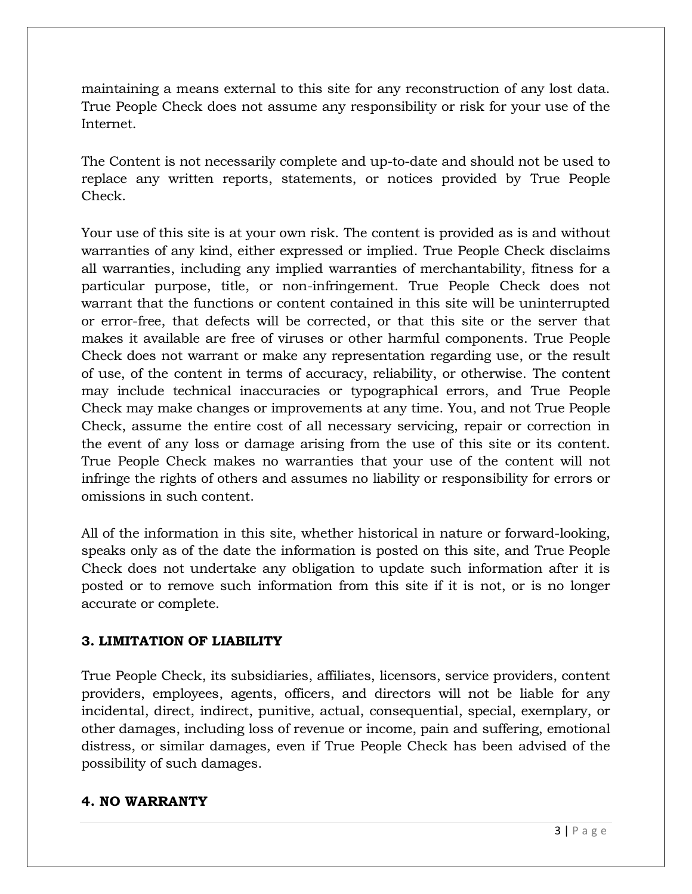maintaining a means external to this site for any reconstruction of any lost data. True People Check does not assume any responsibility or risk for your use of the Internet.

The Content is not necessarily complete and up-to-date and should not be used to replace any written reports, statements, or notices provided by True People Check.

Your use of this site is at your own risk. The content is provided as is and without warranties of any kind, either expressed or implied. True People Check disclaims all warranties, including any implied warranties of merchantability, fitness for a particular purpose, title, or non-infringement. True People Check does not warrant that the functions or content contained in this site will be uninterrupted or error-free, that defects will be corrected, or that this site or the server that makes it available are free of viruses or other harmful components. True People Check does not warrant or make any representation regarding use, or the result of use, of the content in terms of accuracy, reliability, or otherwise. The content may include technical inaccuracies or typographical errors, and True People Check may make changes or improvements at any time. You, and not True People Check, assume the entire cost of all necessary servicing, repair or correction in the event of any loss or damage arising from the use of this site or its content. True People Check makes no warranties that your use of the content will not infringe the rights of others and assumes no liability or responsibility for errors or omissions in such content.

All of the information in this site, whether historical in nature or forward-looking, speaks only as of the date the information is posted on this site, and True People Check does not undertake any obligation to update such information after it is posted or to remove such information from this site if it is not, or is no longer accurate or complete.

## 3. LIMITATION OF LIABILITY

True People Check, its subsidiaries, affiliates, licensors, service providers, content providers, employees, agents, officers, and directors will not be liable for any incidental, direct, indirect, punitive, actual, consequential, special, exemplary, or other damages, including loss of revenue or income, pain and suffering, emotional distress, or similar damages, even if True People Check has been advised of the possibility of such damages.

## 4. NO WARRANTY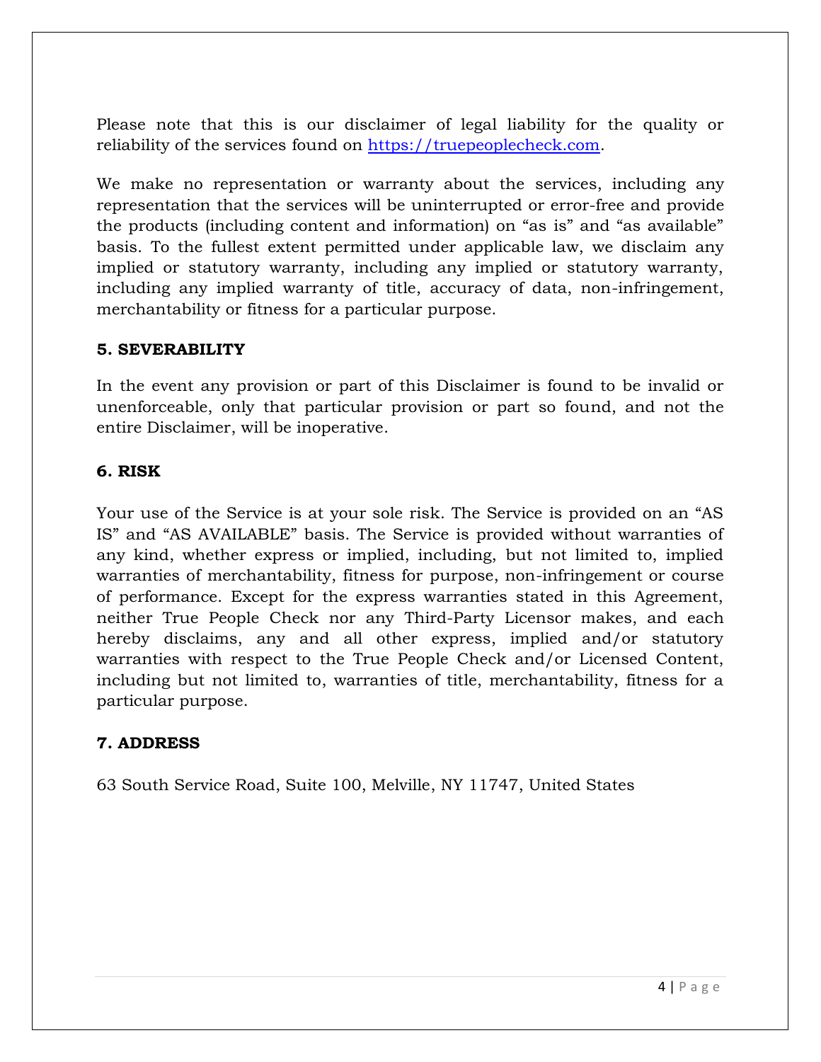Please note that this is our disclaimer of legal liability for the quality or reliability of the services found on [https://truepeoplecheck.com](https://truepeoplecheck.com).

We make no representation or warranty about the services, including any representation that the services will be uninterrupted or error-free and provide the products (including content and information) on "as is" and "as available" basis. To the fullest extent permitted under applicable law, we disclaim any implied or statutory warranty, including any implied or statutory warranty, including any implied warranty of title, accuracy of data, non-infringement, merchantability or fitness for a particular purpose.

## 5. SEVERABILITY

In the event any provision or part of this Disclaimer is found to be invalid or unenforceable, only that particular provision or part so found, and not the entire Disclaimer, will be inoperative.

## 6. RISK

Your use of the Service is at your sole risk. The Service is provided on an "AS IS" and "AS AVAILABLE" basis. The Service is provided without warranties of any kind, whether express or implied, including, but not limited to, implied warranties of merchantability, fitness for purpose, non-infringement or course of performance. Except for the express warranties stated in this Agreement, neither True People Check nor any Third-Party Licensor makes, and each hereby disclaims, any and all other express, implied and/or statutory warranties with respect to the True People Check and/or Licensed Content, including but not limited to, warranties of title, merchantability, fitness for a particular purpose.

## 7. ADDRESS

63 South Service Road, Suite 100, Melville, NY 11747, United States